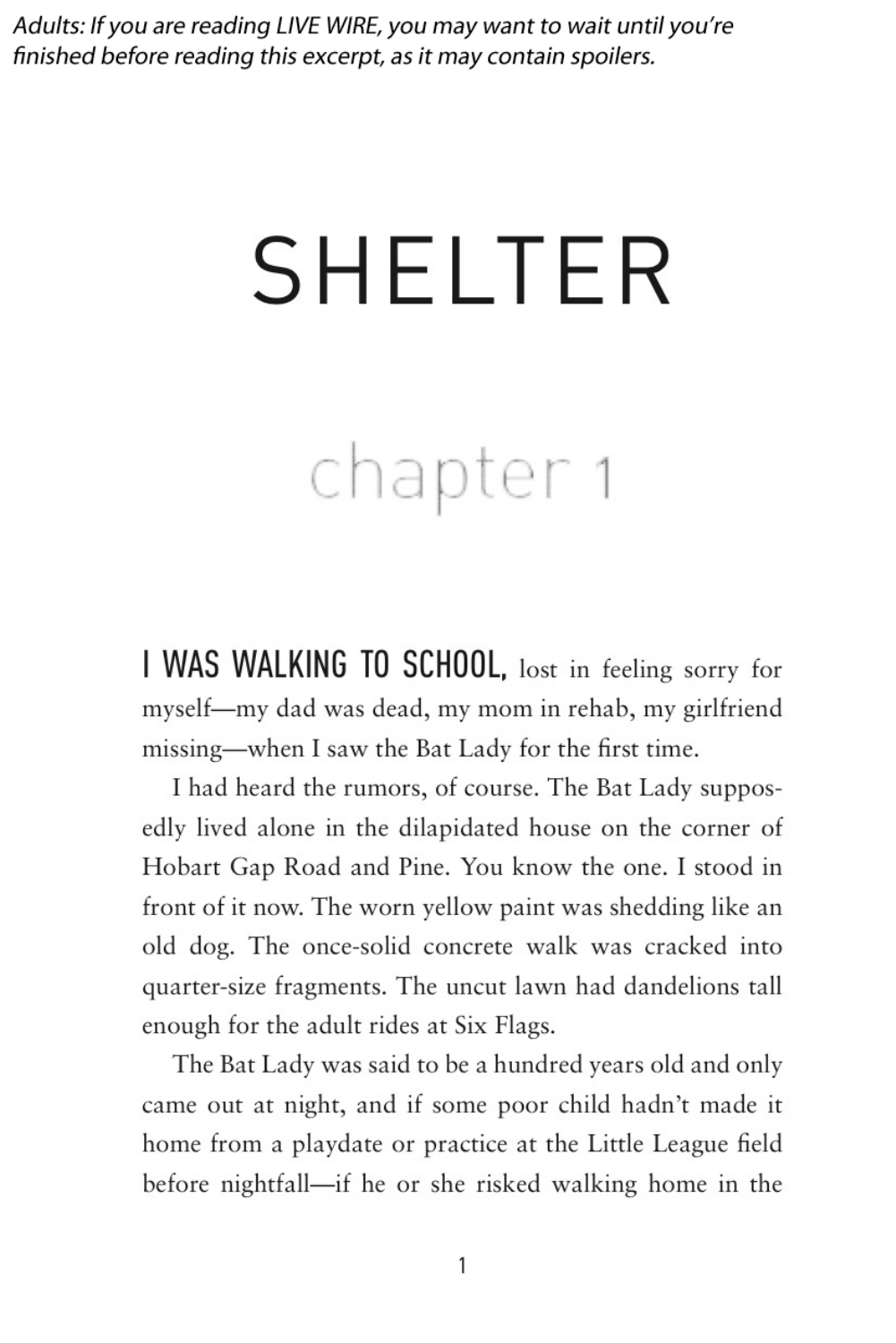*Adults: If you are reading LIVE WIRE, you may want to wait until you're finished before reading this excerpt, as it may contain spoilers.*

# SHELTER

## chapter 1

**I WAS WALKING TO SCHOOL,** lost in feeling sorry for myself—my dad was dead, my mom in rehab, my girlfriend missing—when I saw the Bat Lady for the first time.

I had heard the rumors, of course. The Bat Lady supposedly lived alone in the dilapidated house on the corner of Hobart Gap Road and Pine. You know the one. I stood in front of it now. The worn yellow paint was shedding like an old dog. The once-solid concrete walk was cracked into quarter-size fragments. The uncut lawn had dandelions tall enough for the adult rides at Six Flags.

The Bat Lady was said to be a hundred years old and only came out at night, and if some poor child hadn't made it home from a playdate or practice at the Little League field before nightfall—if he or she risked walking home in the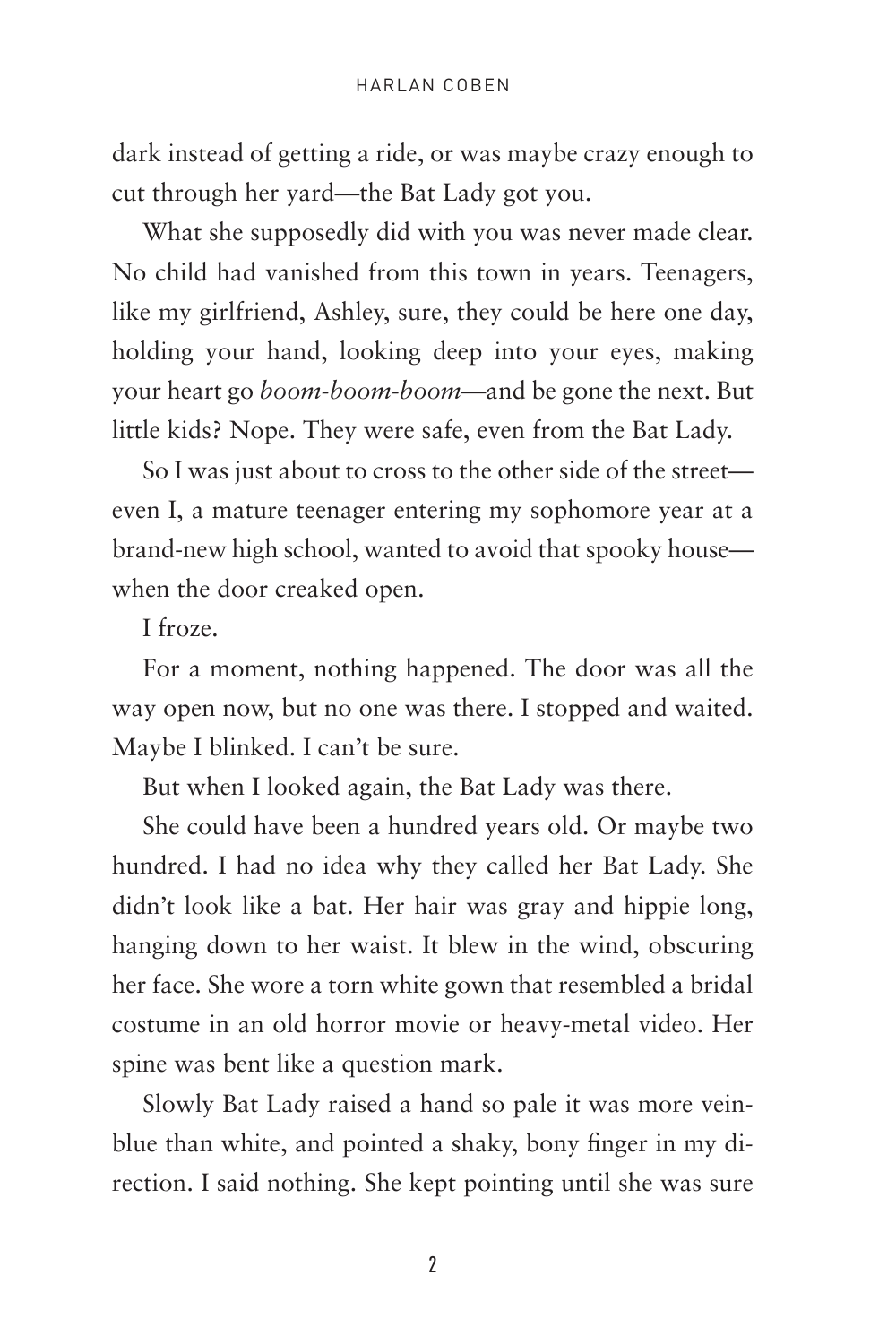dark instead of getting a ride, or was maybe crazy enough to cut through her yard—the Bat Lady got you.

What she supposedly did with you was never made clear. No child had vanished from this town in years. Teenagers, like my girlfriend, Ashley, sure, they could be here one day, holding your hand, looking deep into your eyes, making your heart go *boom-boom-boom*—and be gone the next. But little kids? Nope. They were safe, even from the Bat Lady.

So I was just about to cross to the other side of the street—even I, a mature teenager entering my sophomore year at a brand-new high school, wanted to avoid that spooky house—when the door creaked open.

I froze.

For a moment, nothing happened. The door was all the way open now, but no one was there. I stopped and waited. Maybe I blinked. I can't be sure.

But when I looked again, the Bat Lady was there.

She could have been a hundred years old. Or maybe two hundred. I had no idea why they called her Bat Lady. She didn't look like a bat. Her hair was gray and hippie long, hanging down to her waist. It blew in the wind, obscuring her face. She wore a torn white gown that resembled a bridal costume in an old horror movie or heavy-metal video. Her spine was bent like a question mark.

Slowly Bat Lady raised a hand so pale it was more vein-blue than white, and pointed a shaky, bony finger in my direction. I said nothing. She kept pointing until she was sure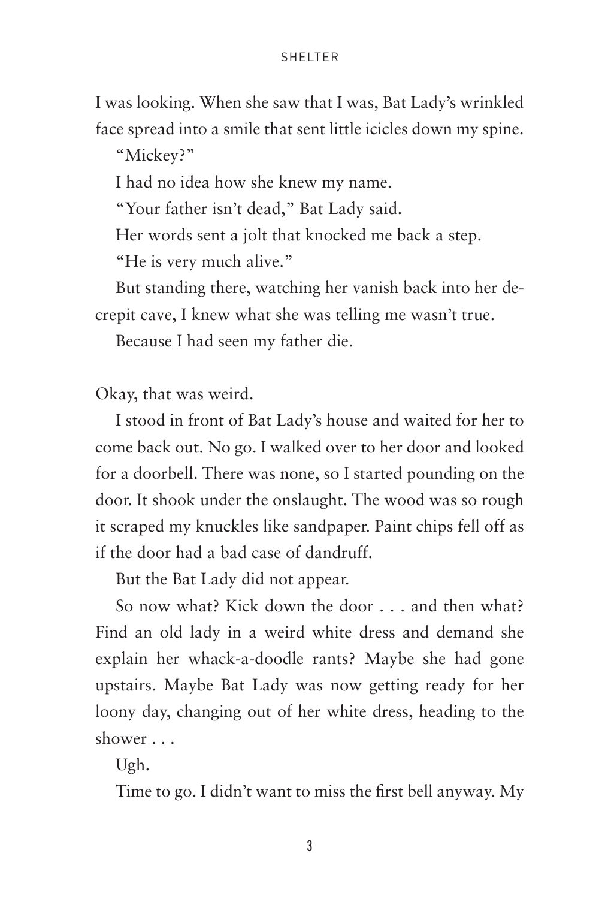I was looking. When she saw that I was, Bat Lady's wrinkled face spread into a smile that sent little icicles down my spine.

"Mickey?"

I had no idea how she knew my name.

"Your father isn't dead," Bat Lady said.

Her words sent a jolt that knocked me back a step.

"He is very much alive."

But standing there, watching her vanish back into her decrepit cave, I knew what she was telling me wasn't true.

Because I had seen my father die.

Okay, that was weird.

I stood in front of Bat Lady's house and waited for her to come back out. No go. I walked over to her door and looked for a doorbell. There was none, so I started pounding on the door. It shook under the onslaught. The wood was so rough it scraped my knuckles like sandpaper. Paint chips fell off as if the door had a bad case of dandruff.

But the Bat Lady did not appear.

So now what? Kick down the door . . . and then what? Find an old lady in a weird white dress and demand she explain her whack-a-doodle rants? Maybe she had gone upstairs. Maybe Bat Lady was now getting ready for her loony day, changing out of her white dress, heading to the shower . . .

Ugh.

Time to go. I didn't want to miss the first bell anyway. My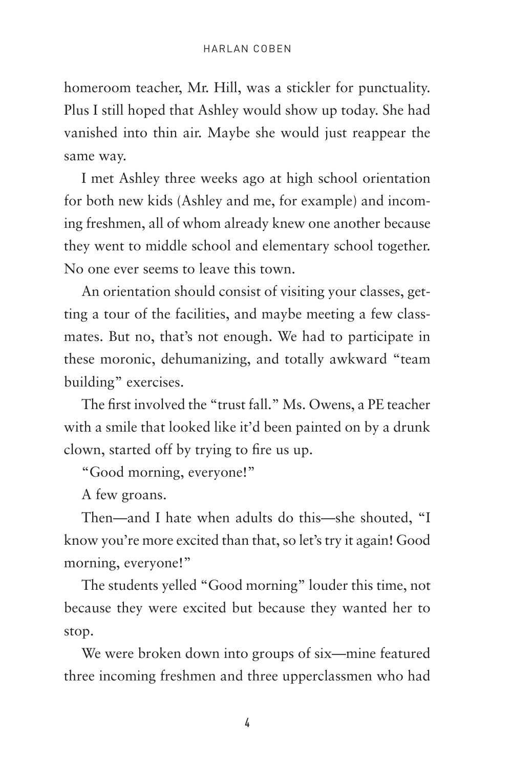homeroom teacher, Mr. Hill, was a stickler for punctuality. Plus I still hoped that Ashley would show up today. She had vanished into thin air. Maybe she would just reappear the same way.

I met Ashley three weeks ago at high school orientation for both new kids (Ashley and me, for example) and incoming freshmen, all of whom already knew one another because they went to middle school and elementary school together. No one ever seems to leave this town.

An orientation should consist of visiting your classes, getting a tour of the facilities, and maybe meeting a few classmates. But no, that's not enough. We had to participate in these moronic, dehumanizing, and totally awkward "team building" exercises.

The first involved the "trust fall." Ms. Owens, a PE teacher with a smile that looked like it'd been painted on by a drunk clown, started off by trying to fire us up.

"Good morning, everyone!"

A few groans.

Then—and I hate when adults do this—she shouted, "I know you're more excited than that, so let's try it again! Good morning, everyone!"

The students yelled "Good morning" louder this time, not because they were excited but because they wanted her to stop.

We were broken down into groups of six—mine featured three incoming freshmen and three upperclassmen who had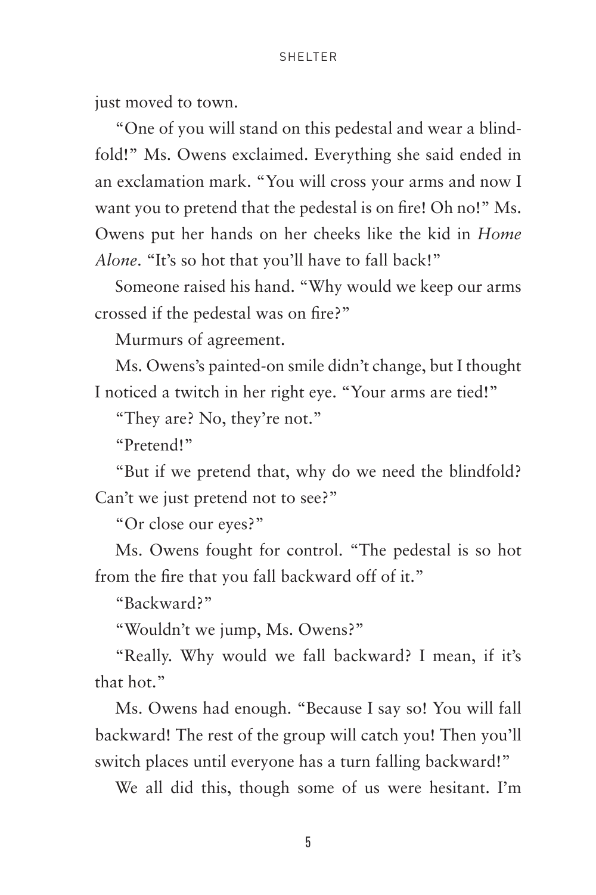just moved to town.

"One of you will stand on this pedestal and wear a blindfold!" Ms. Owens exclaimed. Everything she said ended in an exclamation mark. "You will cross your arms and now I want you to pretend that the pedestal is on fire! Oh no!" Ms. Owens put her hands on her cheeks like the kid in *Home Alone*. "It's so hot that you'll have to fall back!"

Someone raised his hand. "Why would we keep our arms crossed if the pedestal was on fire?"

Murmurs of agreement.

Ms. Owens's painted-on smile didn't change, but I thought I noticed a twitch in her right eye. "Your arms are tied!"

"They are? No, they're not."

"Pretend!"

"But if we pretend that, why do we need the blindfold? Can't we just pretend not to see?"

"Or close our eyes?"

Ms. Owens fought for control. "The pedestal is so hot from the fire that you fall backward off of it."

"Backward?"

"Wouldn't we jump, Ms. Owens?"

"Really. Why would we fall backward? I mean, if it's that hot."

Ms. Owens had enough. "Because I say so! You will fall backward! The rest of the group will catch you! Then you'll switch places until everyone has a turn falling backward!"

We all did this, though some of us were hesitant. I'm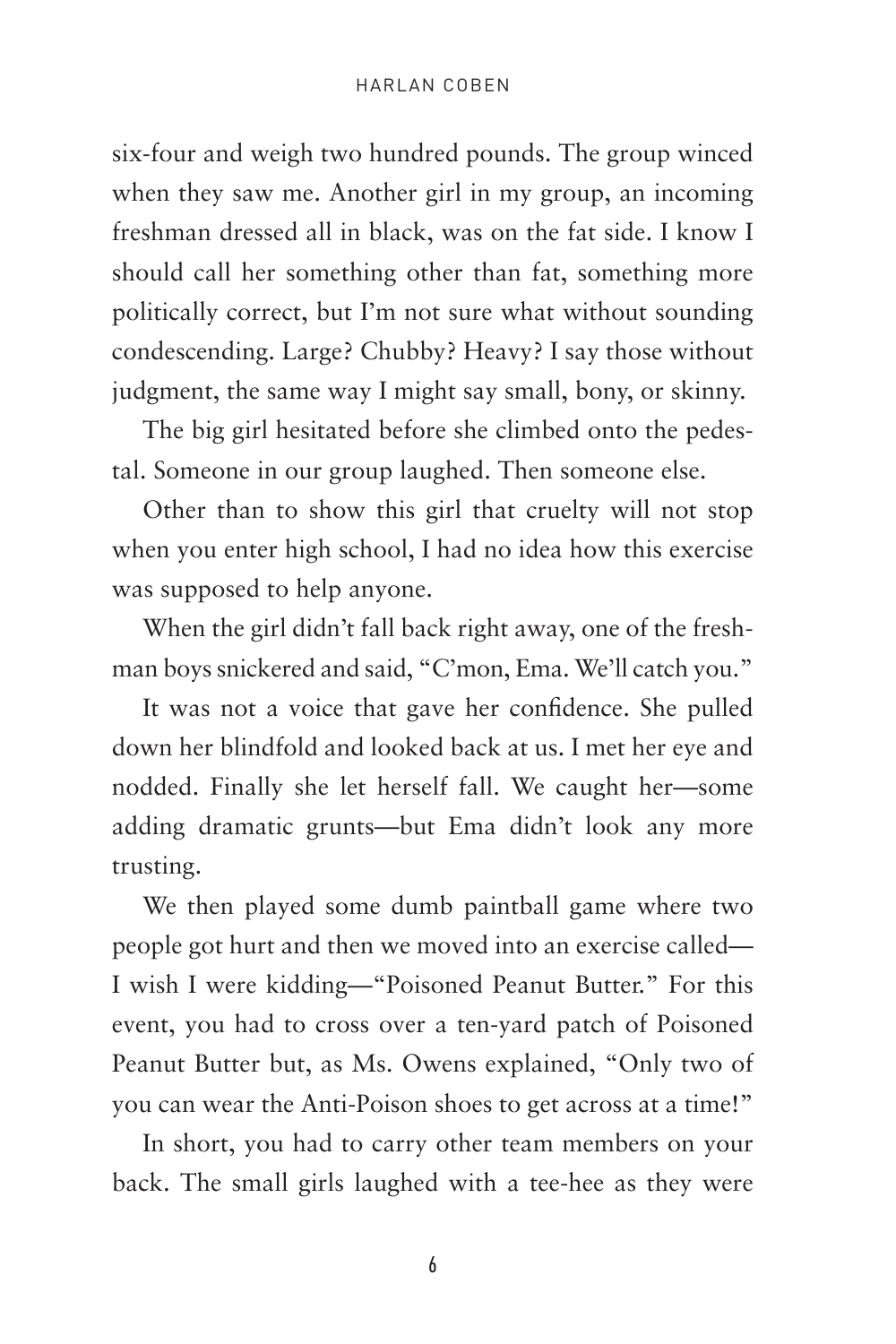six-four and weigh two hundred pounds. The group winced when they saw me. Another girl in my group, an incoming freshman dressed all in black, was on the fat side. I know I should call her something other than fat, something more politically correct, but I'm not sure what without sounding condescending. Large? Chubby? Heavy? I say those without judgment, the same way I might say small, bony, or skinny.

The big girl hesitated before she climbed onto the pedestal. Someone in our group laughed. Then someone else.

Other than to show this girl that cruelty will not stop when you enter high school, I had no idea how this exercise was supposed to help anyone.

When the girl didn't fall back right away, one of the freshman boys snickered and said, "C'mon, Ema. We'll catch you."

It was not a voice that gave her confidence. She pulled down her blindfold and looked back at us. I met her eye and nodded. Finally she let herself fall. We caught her—some adding dramatic grunts—but Ema didn't look any more trusting.

We then played some dumb paintball game where two people got hurt and then we moved into an exercise called—I wish I were kidding—"Poisoned Peanut Butter." For this event, you had to cross over a ten-yard patch of Poisoned Peanut Butter but, as Ms. Owens explained, "Only two of you can wear the Anti-Poison shoes to get across at a time!"

In short, you had to carry other team members on your back. The small girls laughed with a tee-hee as they were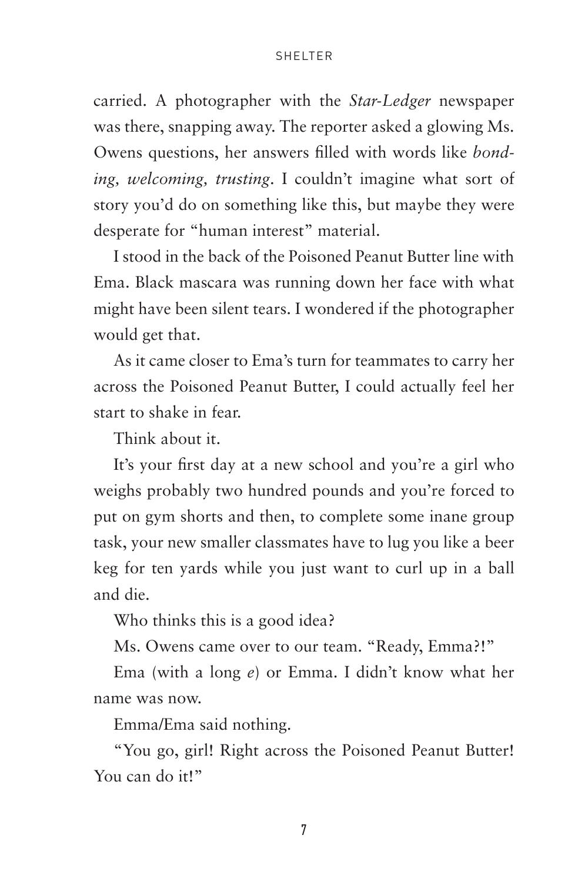carried. A photographer with the *Star-Ledger* newspaper was there, snapping away. The reporter asked a glowing Ms. Owens questions, her answers filled with words like *bonding, welcoming, trusting*. I couldn't imagine what sort of story you'd do on something like this, but maybe they were desperate for "human interest" material.

I stood in the back of the Poisoned Peanut Butter line with Ema. Black mascara was running down her face with what might have been silent tears. I wondered if the photographer would get that.

As it came closer to Ema's turn for teammates to carry her across the Poisoned Peanut Butter, I could actually feel her start to shake in fear.

Think about it.

It's your first day at a new school and you're a girl who weighs probably two hundred pounds and you're forced to put on gym shorts and then, to complete some inane group task, your new smaller classmates have to lug you like a beer keg for ten yards while you just want to curl up in a ball and die.

Who thinks this is a good idea?

Ms. Owens came over to our team. "Ready, Emma?!"

Ema (with a long *e*) or Emma. I didn't know what her name was now.

Emma/Ema said nothing.

"You go, girl! Right across the Poisoned Peanut Butter! You can do it!"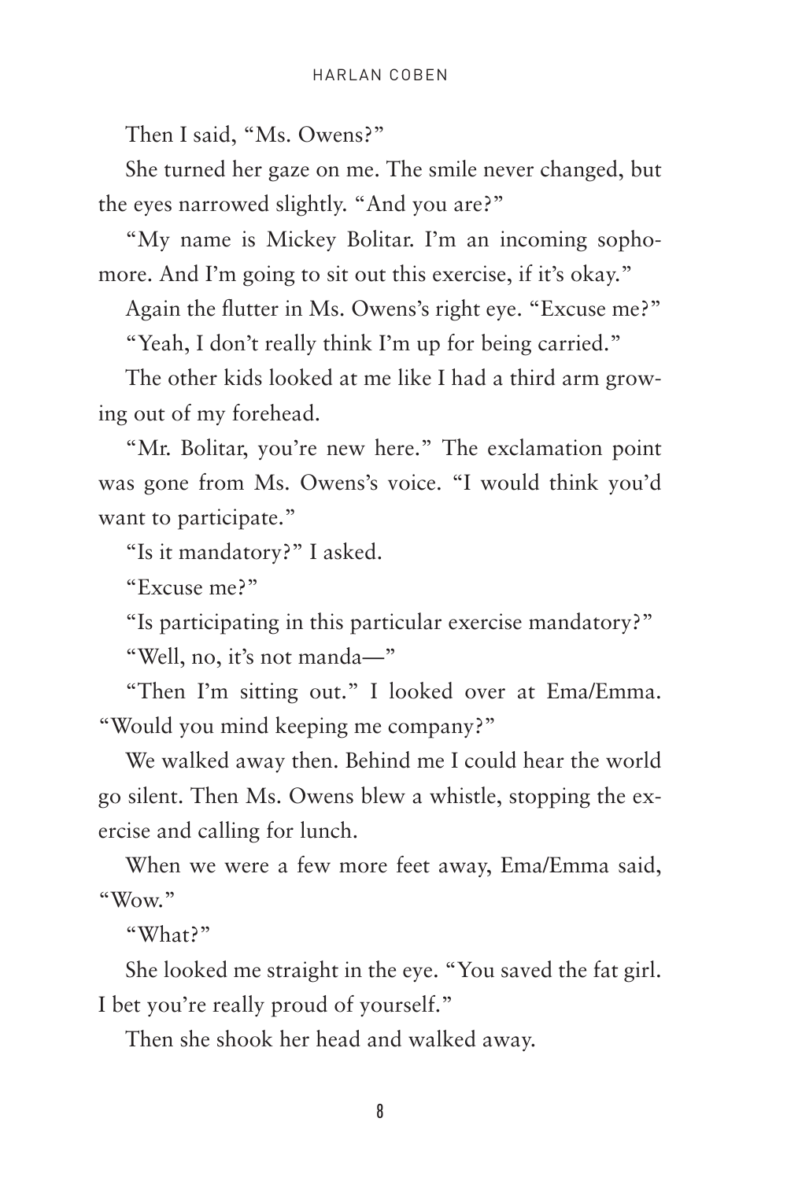Then I said, "Ms. Owens?"

She turned her gaze on me. The smile never changed, but the eyes narrowed slightly. "And you are?"

"My name is Mickey Bolitar. I'm an incoming sophomore. And I'm going to sit out this exercise, if it's okay."

Again the flutter in Ms. Owens's right eye. "Excuse me?"

"Yeah, I don't really think I'm up for being carried."

The other kids looked at me like I had a third arm growing out of my forehead.

"Mr. Bolitar, you're new here." The exclamation point was gone from Ms. Owens's voice. "I would think you'd want to participate."

"Is it mandatory?" I asked.

"Excuse me?"

"Is participating in this particular exercise mandatory?"

"Well, no, it's not manda—"

"Then I'm sitting out." I looked over at Ema/Emma. "Would you mind keeping me company?"

We walked away then. Behind me I could hear the world go silent. Then Ms. Owens blew a whistle, stopping the exercise and calling for lunch.

When we were a few more feet away, Ema/Emma said, "Wow."

"What?"

She looked me straight in the eye. "You saved the fat girl. I bet you're really proud of yourself."

Then she shook her head and walked away.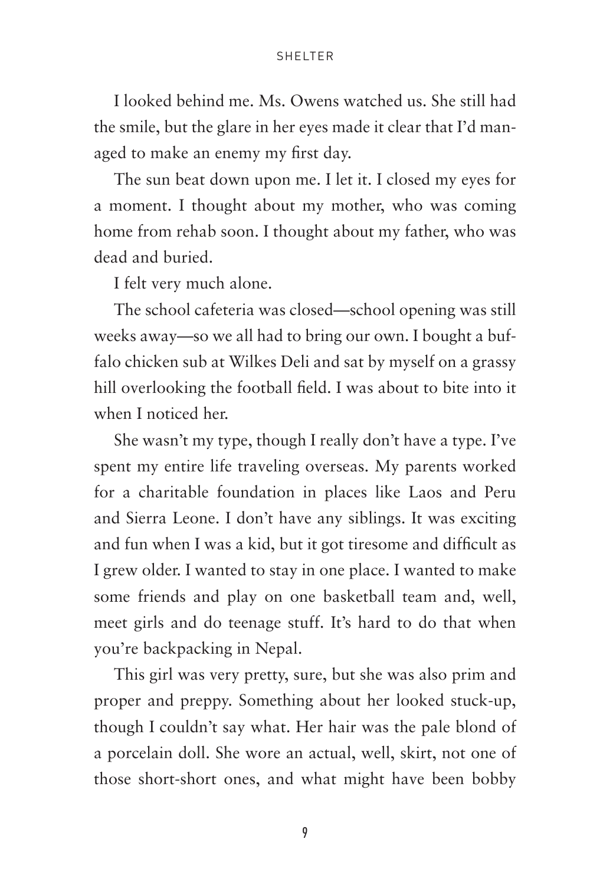I looked behind me. Ms. Owens watched us. She still had the smile, but the glare in her eyes made it clear that I'd managed to make an enemy my first day.

The sun beat down upon me. I let it. I closed my eyes for a moment. I thought about my mother, who was coming home from rehab soon. I thought about my father, who was dead and buried.

I felt very much alone.

The school cafeteria was closed—school opening was still weeks away—so we all had to bring our own. I bought a buffalo chicken sub at Wilkes Deli and sat by myself on a grassy hill overlooking the football field. I was about to bite into it when I noticed her.

She wasn't my type, though I really don't have a type. I've spent my entire life traveling overseas. My parents worked for a charitable foundation in places like Laos and Peru and Sierra Leone. I don't have any siblings. It was exciting and fun when I was a kid, but it got tiresome and difficult as I grew older. I wanted to stay in one place. I wanted to make some friends and play on one basketball team and, well, meet girls and do teenage stuff. It's hard to do that when you're backpacking in Nepal.

This girl was very pretty, sure, but she was also prim and proper and preppy. Something about her looked stuck-up, though I couldn't say what. Her hair was the pale blond of a porcelain doll. She wore an actual, well, skirt, not one of those short-short ones, and what might have been bobby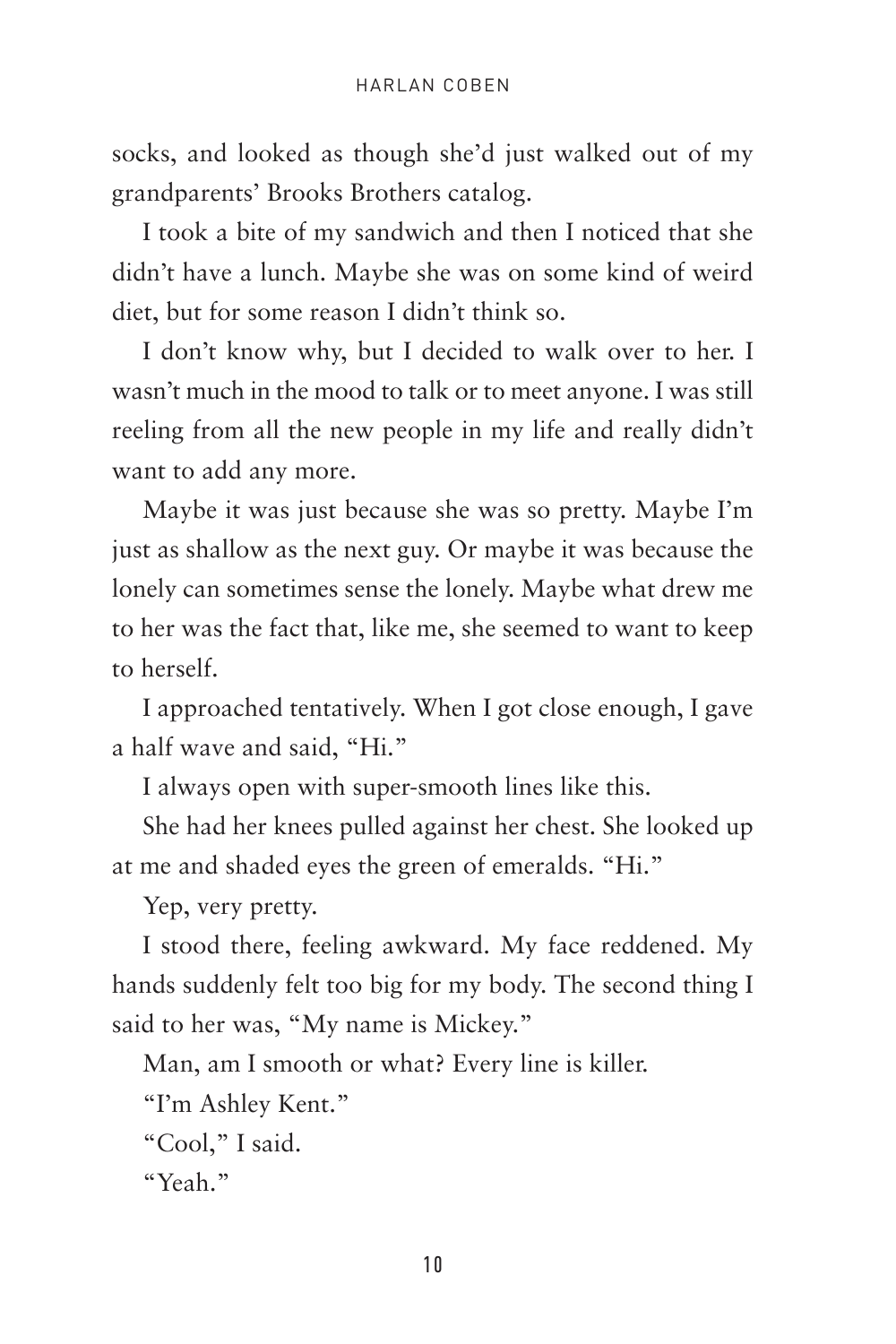socks, and looked as though she'd just walked out of my grandparents' Brooks Brothers catalog.

I took a bite of my sandwich and then I noticed that she didn't have a lunch. Maybe she was on some kind of weird diet, but for some reason I didn't think so.

I don't know why, but I decided to walk over to her. I wasn't much in the mood to talk or to meet anyone. I was still reeling from all the new people in my life and really didn't want to add any more.

Maybe it was just because she was so pretty. Maybe I'm just as shallow as the next guy. Or maybe it was because the lonely can sometimes sense the lonely. Maybe what drew me to her was the fact that, like me, she seemed to want to keep to herself.

I approached tentatively. When I got close enough, I gave a half wave and said, "Hi."

I always open with super-smooth lines like this.

She had her knees pulled against her chest. She looked up at me and shaded eyes the green of emeralds. "Hi."

Yep, very pretty.

I stood there, feeling awkward. My face reddened. My hands suddenly felt too big for my body. The second thing I said to her was, "My name is Mickey."

Man, am I smooth or what? Every line is killer.

"I'm Ashley Kent."

"Cool," I said.

"Yeah."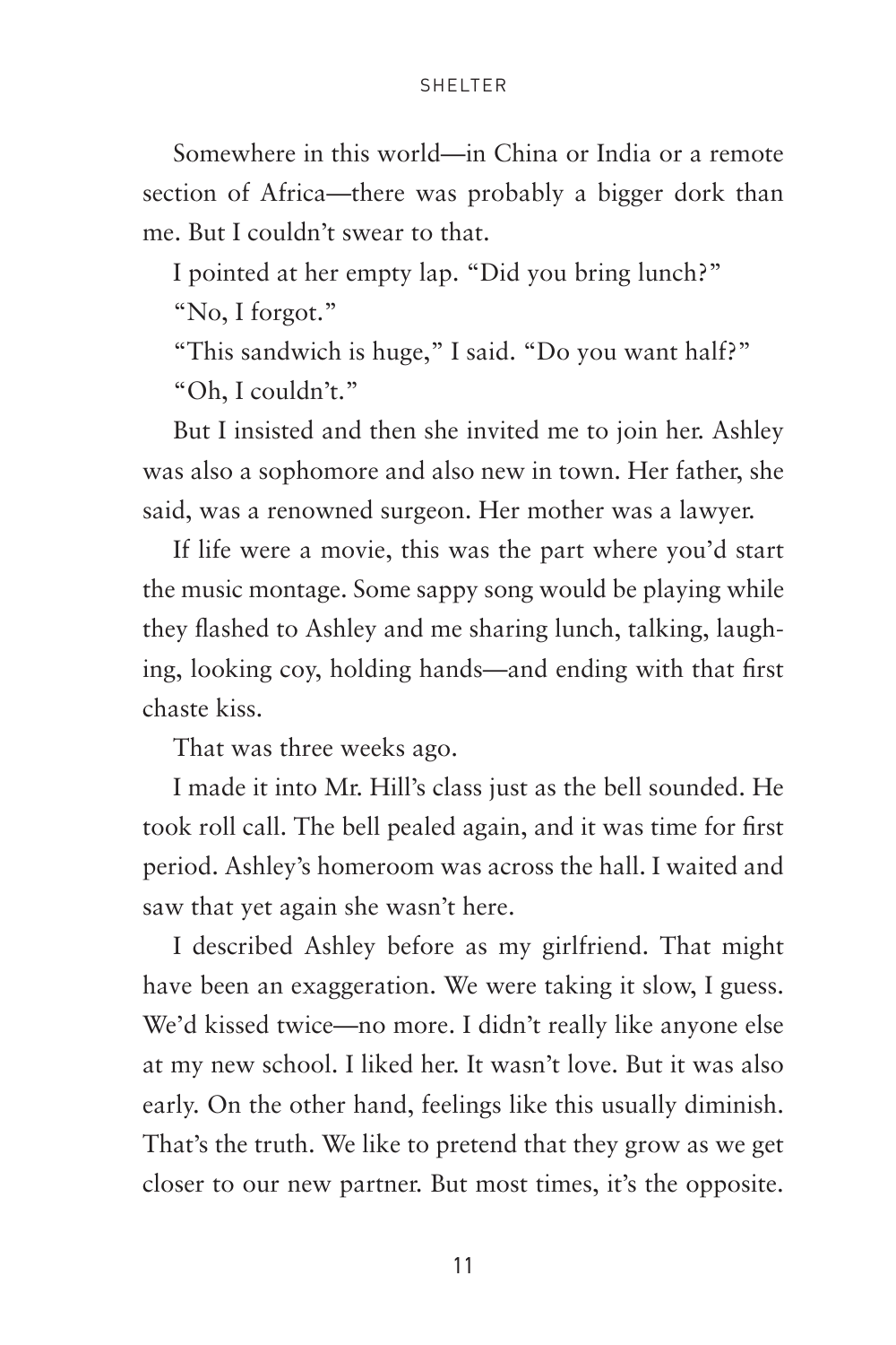Somewhere in this world—in China or India or a remote section of Africa—there was probably a bigger dork than me. But I couldn't swear to that.

I pointed at her empty lap. "Did you bring lunch?"

"No, I forgot."

"This sandwich is huge," I said. "Do you want half?"

"Oh, I couldn't."

But I insisted and then she invited me to join her. Ashley was also a sophomore and also new in town. Her father, she said, was a renowned surgeon. Her mother was a lawyer.

If life were a movie, this was the part where you'd start the music montage. Some sappy song would be playing while they flashed to Ashley and me sharing lunch, talking, laughing, looking coy, holding hands—and ending with that first chaste kiss.

That was three weeks ago.

I made it into Mr. Hill's class just as the bell sounded. He took roll call. The bell pealed again, and it was time for first period. Ashley's homeroom was across the hall. I waited and saw that yet again she wasn't here.

I described Ashley before as my girlfriend. That might have been an exaggeration. We were taking it slow, I guess. We'd kissed twice—no more. I didn't really like anyone else at my new school. I liked her. It wasn't love. But it was also early. On the other hand, feelings like this usually diminish. That's the truth. We like to pretend that they grow as we get closer to our new partner. But most times, it's the opposite.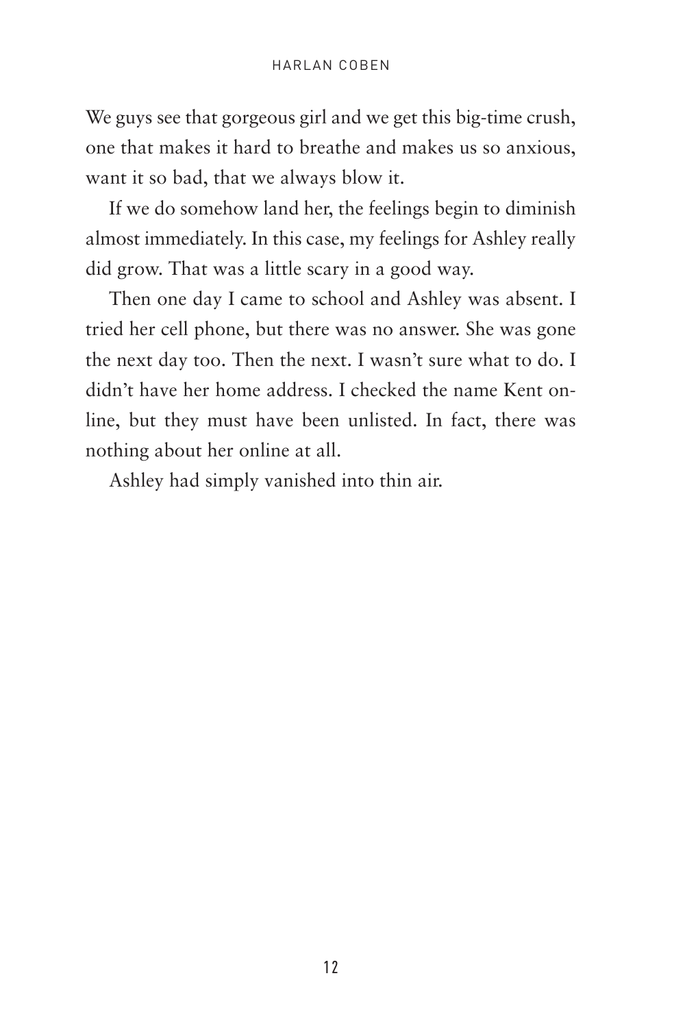We guys see that gorgeous girl and we get this big-time crush, one that makes it hard to breathe and makes us so anxious, want it so bad, that we always blow it.

If we do somehow land her, the feelings begin to diminish almost immediately. In this case, my feelings for Ashley really did grow. That was a little scary in a good way.

Then one day I came to school and Ashley was absent. I tried her cell phone, but there was no answer. She was gone the next day too. Then the next. I wasn't sure what to do. I didn't have her home address. I checked the name Kent online, but they must have been unlisted. In fact, there was nothing about her online at all.

Ashley had simply vanished into thin air.